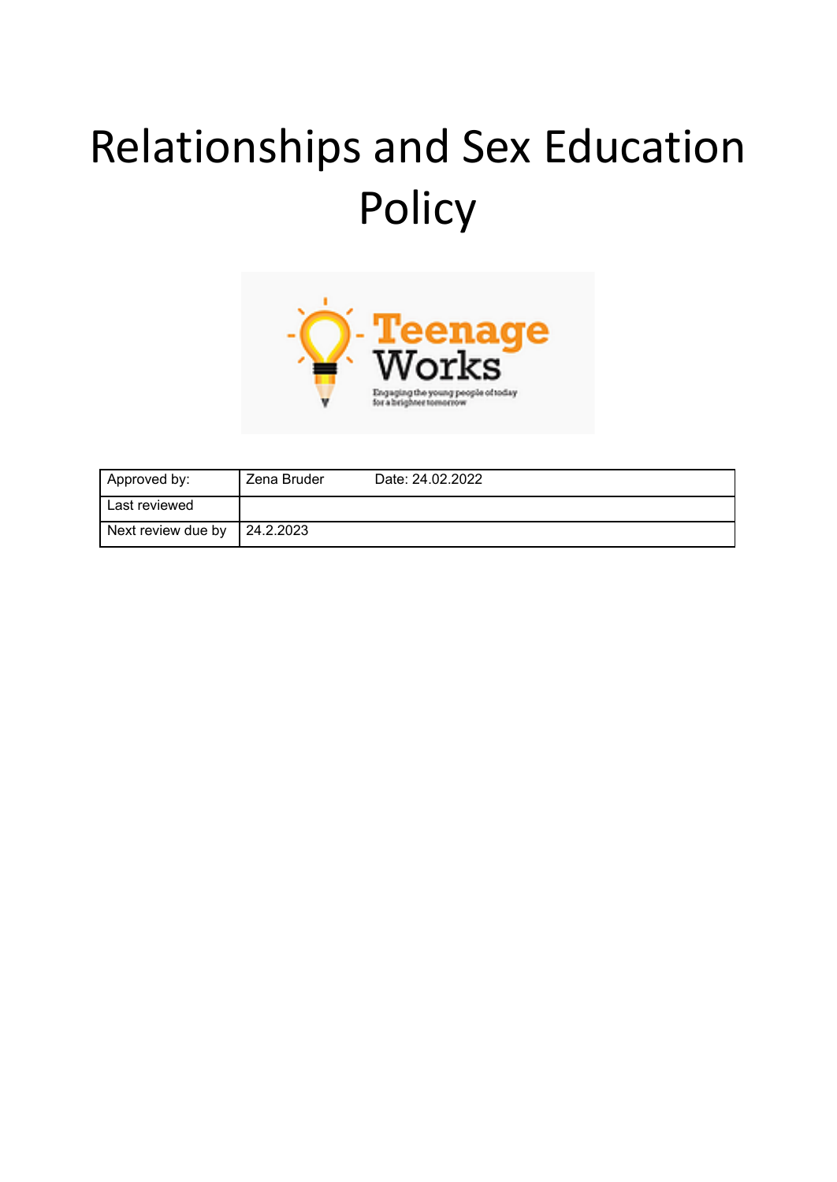# Relationships and Sex Education Policy

| Approved by: | Zena Bruder | Date: 24.02.2022 |
|---|---|---|
| Last reviewed | | |
| Next review due by | 24.2.2023 | |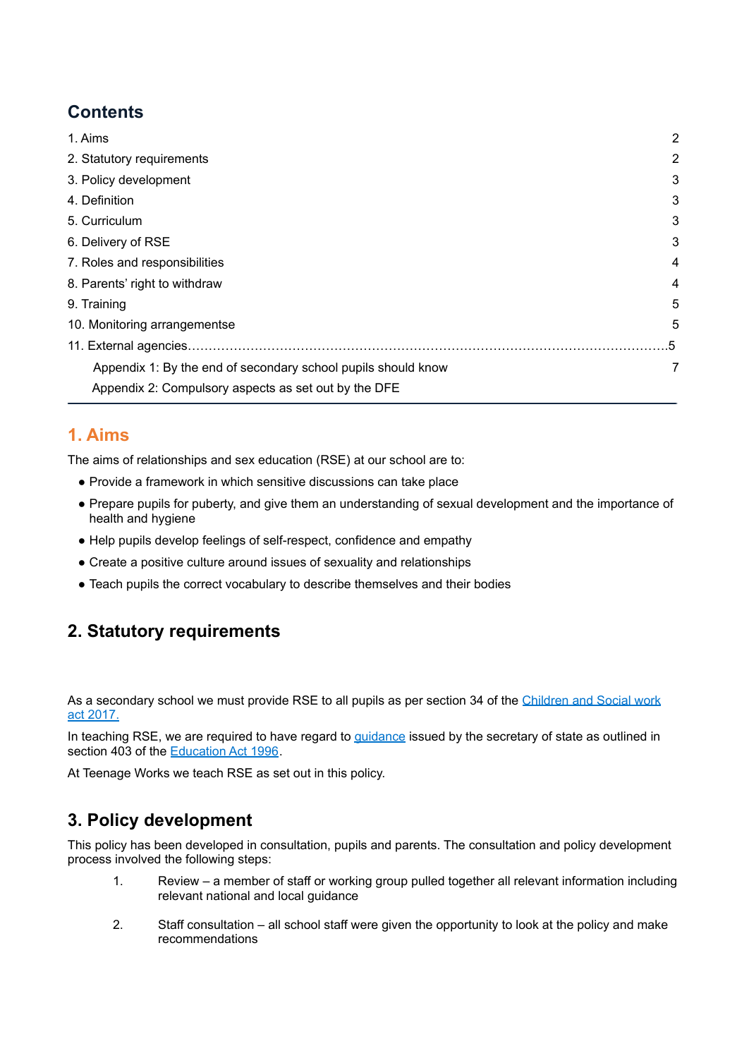## Contents

| | |
|---|---|
| 1. Aims | 2 |
| 2. Statutory requirements | 2 |
| 3. Policy development | 3 |
| 4. Definition | 3 |
| 5. Curriculum | 3 |
| 6. Delivery of RSE | 3 |
| 7. Roles and responsibilities | 4 |
| 8. Parents' right to withdraw | 4 |
| 9. Training | 5 |
| 10. Monitoring arrangementse | 5 |
| 11. External agencies | 5 |
| Appendix 1: By the end of secondary school pupils should know | 7 |
| Appendix 2: Compulsory aspects as set out by the DFE | |

## 1. Aims

The aims of relationships and sex education (RSE) at our school are to:

- Provide a framework in which sensitive discussions can take place
- Prepare pupils for puberty, and give them an understanding of sexual development and the importance of health and hygiene
- Help pupils develop feelings of self-respect, confidence and empathy
- Create a positive culture around issues of sexuality and relationships
- Teach pupils the correct vocabulary to describe themselves and their bodies

## 2. Statutory requirements

As a secondary school we must provide RSE to all pupils as per section 34 of the Children and Social work act 2017.

In teaching RSE, we are required to have regard to guidance issued by the secretary of state as outlined in section 403 of the Education Act 1996.

At Teenage Works we teach RSE as set out in this policy.

## 3. Policy development

This policy has been developed in consultation, pupils and parents. The consultation and policy development process involved the following steps:

1. Review – a member of staff or working group pulled together all relevant information including relevant national and local guidance
2. Staff consultation – all school staff were given the opportunity to look at the policy and make recommendations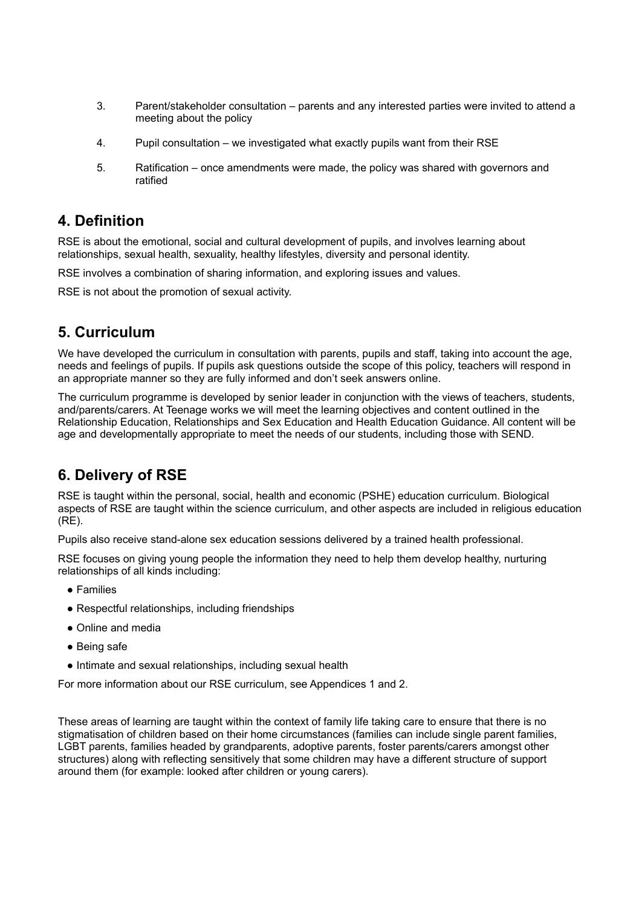3. Parent/stakeholder consultation – parents and any interested parties were invited to attend a meeting about the policy

4. Pupil consultation – we investigated what exactly pupils want from their RSE

5. Ratification – once amendments were made, the policy was shared with governors and ratified

## 4. Definition

RSE is about the emotional, social and cultural development of pupils, and involves learning about relationships, sexual health, sexuality, healthy lifestyles, diversity and personal identity.

RSE involves a combination of sharing information, and exploring issues and values.

RSE is not about the promotion of sexual activity.

## 5. Curriculum

We have developed the curriculum in consultation with parents, pupils and staff, taking into account the age, needs and feelings of pupils. If pupils ask questions outside the scope of this policy, teachers will respond in an appropriate manner so they are fully informed and don't seek answers online.

The curriculum programme is developed by senior leader in conjunction with the views of teachers, students, and/parents/carers. At Teenage works we will meet the learning objectives and content outlined in the Relationship Education, Relationships and Sex Education and Health Education Guidance. All content will be age and developmentally appropriate to meet the needs of our students, including those with SEND.

## 6. Delivery of RSE

RSE is taught within the personal, social, health and economic (PSHE) education curriculum. Biological aspects of RSE are taught within the science curriculum, and other aspects are included in religious education (RE).

Pupils also receive stand-alone sex education sessions delivered by a trained health professional.

RSE focuses on giving young people the information they need to help them develop healthy, nurturing relationships of all kinds including:

- Families
- Respectful relationships, including friendships
- Online and media
- Being safe
- Intimate and sexual relationships, including sexual health

For more information about our RSE curriculum, see Appendices 1 and 2.

These areas of learning are taught within the context of family life taking care to ensure that there is no stigmatisation of children based on their home circumstances (families can include single parent families, LGBT parents, families headed by grandparents, adoptive parents, foster parents/carers amongst other structures) along with reflecting sensitively that some children may have a different structure of support around them (for example: looked after children or young carers).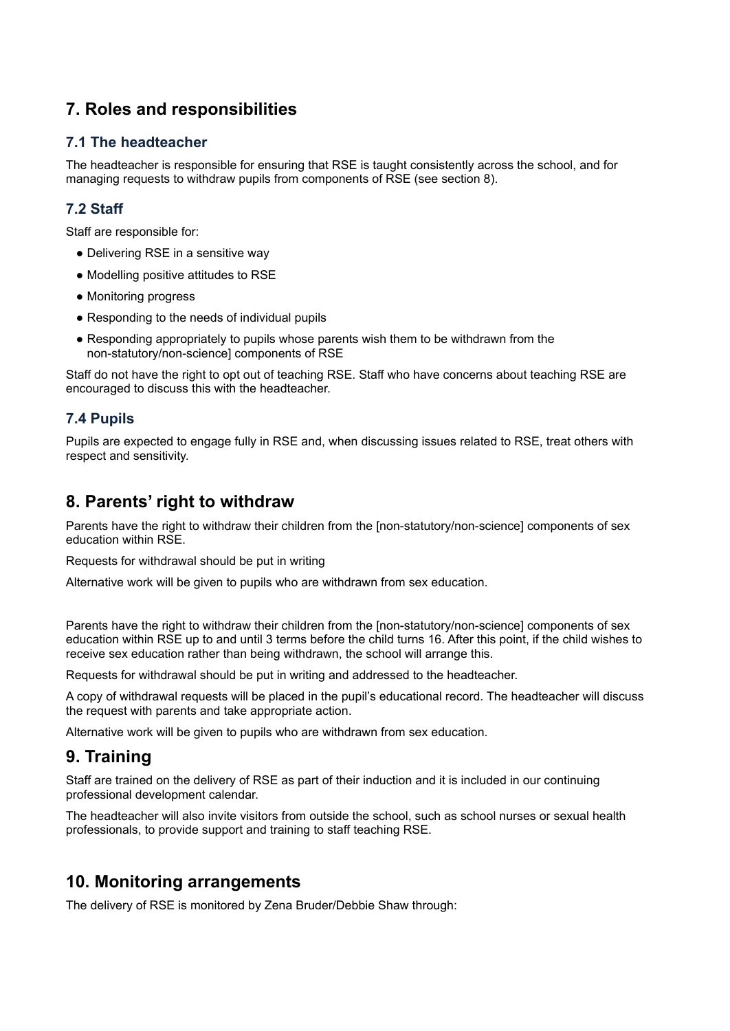## 7. Roles and responsibilities

### 7.1 The headteacher

The headteacher is responsible for ensuring that RSE is taught consistently across the school, and for managing requests to withdraw pupils from components of RSE (see section 8).

### 7.2 Staff

Staff are responsible for:

- Delivering RSE in a sensitive way
- Modelling positive attitudes to RSE
- Monitoring progress
- Responding to the needs of individual pupils
- Responding appropriately to pupils whose parents wish them to be withdrawn from the non-statutory/non-science] components of RSE

Staff do not have the right to opt out of teaching RSE. Staff who have concerns about teaching RSE are encouraged to discuss this with the headteacher.

### 7.4 Pupils

Pupils are expected to engage fully in RSE and, when discussing issues related to RSE, treat others with respect and sensitivity.

## 8. Parents' right to withdraw

Parents have the right to withdraw their children from the [non-statutory/non-science] components of sex education within RSE.

Requests for withdrawal should be put in writing

Alternative work will be given to pupils who are withdrawn from sex education.

Parents have the right to withdraw their children from the [non-statutory/non-science] components of sex education within RSE up to and until 3 terms before the child turns 16. After this point, if the child wishes to receive sex education rather than being withdrawn, the school will arrange this.

Requests for withdrawal should be put in writing and addressed to the headteacher.

A copy of withdrawal requests will be placed in the pupil's educational record. The headteacher will discuss the request with parents and take appropriate action.

Alternative work will be given to pupils who are withdrawn from sex education.

## 9. Training

Staff are trained on the delivery of RSE as part of their induction and it is included in our continuing professional development calendar.

The headteacher will also invite visitors from outside the school, such as school nurses or sexual health professionals, to provide support and training to staff teaching RSE.

## 10. Monitoring arrangements

The delivery of RSE is monitored by Zena Bruder/Debbie Shaw through: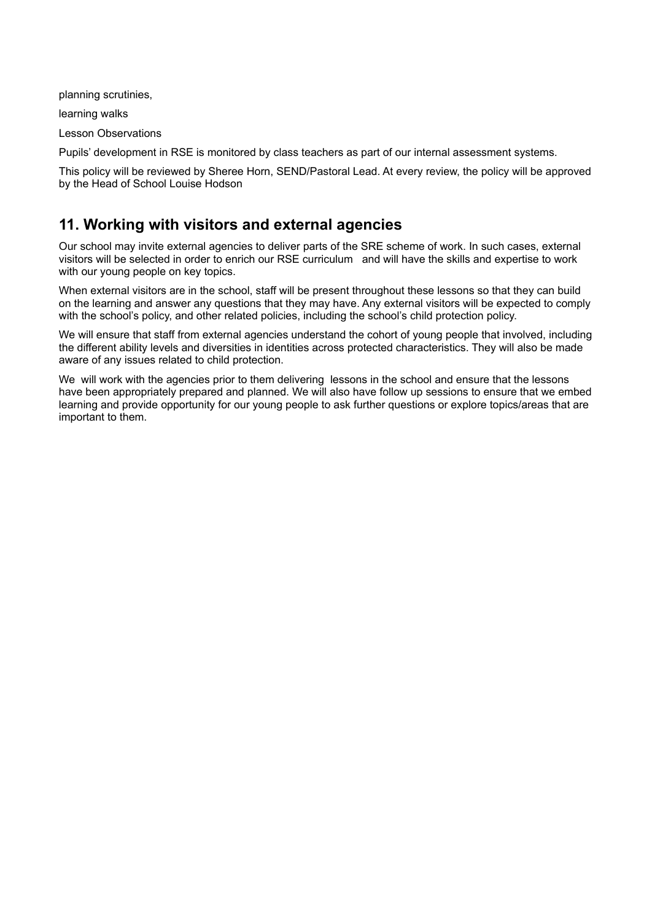planning scrutinies,

learning walks

Lesson Observations

Pupils' development in RSE is monitored by class teachers as part of our internal assessment systems.

This policy will be reviewed by Sheree Horn, SEND/Pastoral Lead. At every review, the policy will be approved by the Head of School Louise Hodson

## 11. Working with visitors and external agencies

Our school may invite external agencies to deliver parts of the SRE scheme of work. In such cases, external visitors will be selected in order to enrich our RSE curriculum and will have the skills and expertise to work with our young people on key topics.

When external visitors are in the school, staff will be present throughout these lessons so that they can build on the learning and answer any questions that they may have. Any external visitors will be expected to comply with the school's policy, and other related policies, including the school's child protection policy.

We will ensure that staff from external agencies understand the cohort of young people that involved, including the different ability levels and diversities in identities across protected characteristics. They will also be made aware of any issues related to child protection.

We will work with the agencies prior to them delivering lessons in the school and ensure that the lessons have been appropriately prepared and planned. We will also have follow up sessions to ensure that we embed learning and provide opportunity for our young people to ask further questions or explore topics/areas that are important to them.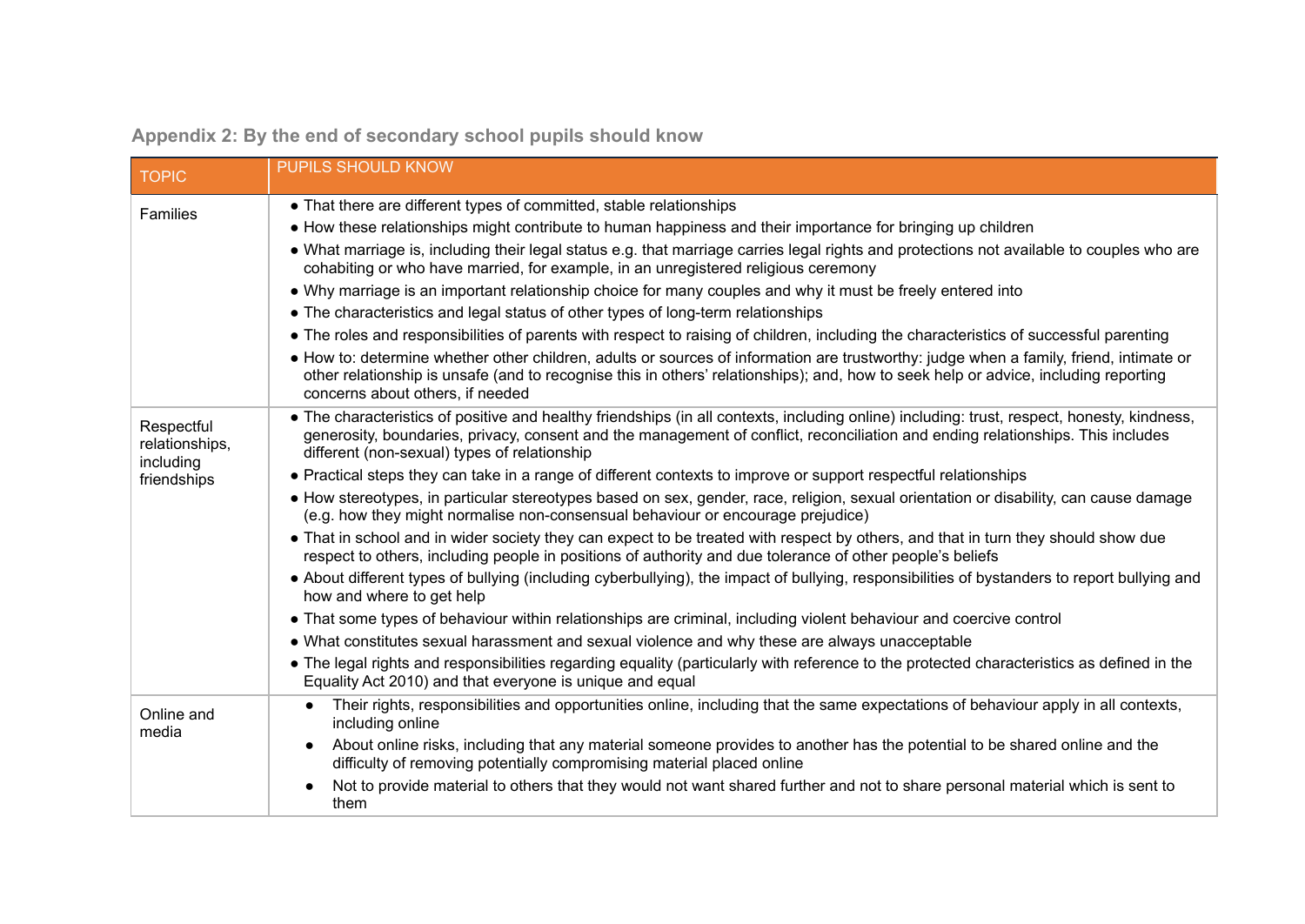## Appendix 2: By the end of secondary school pupils should know

| TOPIC | PUPILS SHOULD KNOW |
|---|---|
| Families | • That there are different types of committed, stable relationships<br>• How these relationships might contribute to human happiness and their importance for bringing up children<br>• What marriage is, including their legal status e.g. that marriage carries legal rights and protections not available to couples who are cohabiting or who have married, for example, in an unregistered religious ceremony<br>• Why marriage is an important relationship choice for many couples and why it must be freely entered into<br>• The characteristics and legal status of other types of long-term relationships<br>• The roles and responsibilities of parents with respect to raising of children, including the characteristics of successful parenting<br>• How to: determine whether other children, adults or sources of information are trustworthy: judge when a family, friend, intimate or other relationship is unsafe (and to recognise this in others' relationships); and, how to seek help or advice, including reporting concerns about others, if needed |
| Respectful relationships, including friendships | • The characteristics of positive and healthy friendships (in all contexts, including online) including: trust, respect, honesty, kindness, generosity, boundaries, privacy, consent and the management of conflict, reconciliation and ending relationships. This includes different (non-sexual) types of relationship<br>• Practical steps they can take in a range of different contexts to improve or support respectful relationships<br>• How stereotypes, in particular stereotypes based on sex, gender, race, religion, sexual orientation or disability, can cause damage (e.g. how they might normalise non-consensual behaviour or encourage prejudice)<br>• That in school and in wider society they can expect to be treated with respect by others, and that in turn they should show due respect to others, including people in positions of authority and due tolerance of other people's beliefs<br>• About different types of bullying (including cyberbullying), the impact of bullying, responsibilities of bystanders to report bullying and how and where to get help<br>• That some types of behaviour within relationships are criminal, including violent behaviour and coercive control<br>• What constitutes sexual harassment and sexual violence and why these are always unacceptable<br>• The legal rights and responsibilities regarding equality (particularly with reference to the protected characteristics as defined in the Equality Act 2010) and that everyone is unique and equal |
| Online and media | • Their rights, responsibilities and opportunities online, including that the same expectations of behaviour apply in all contexts, including online<br>• About online risks, including that any material someone provides to another has the potential to be shared online and the difficulty of removing potentially compromising material placed online<br>• Not to provide material to others that they would not want shared further and not to share personal material which is sent to them |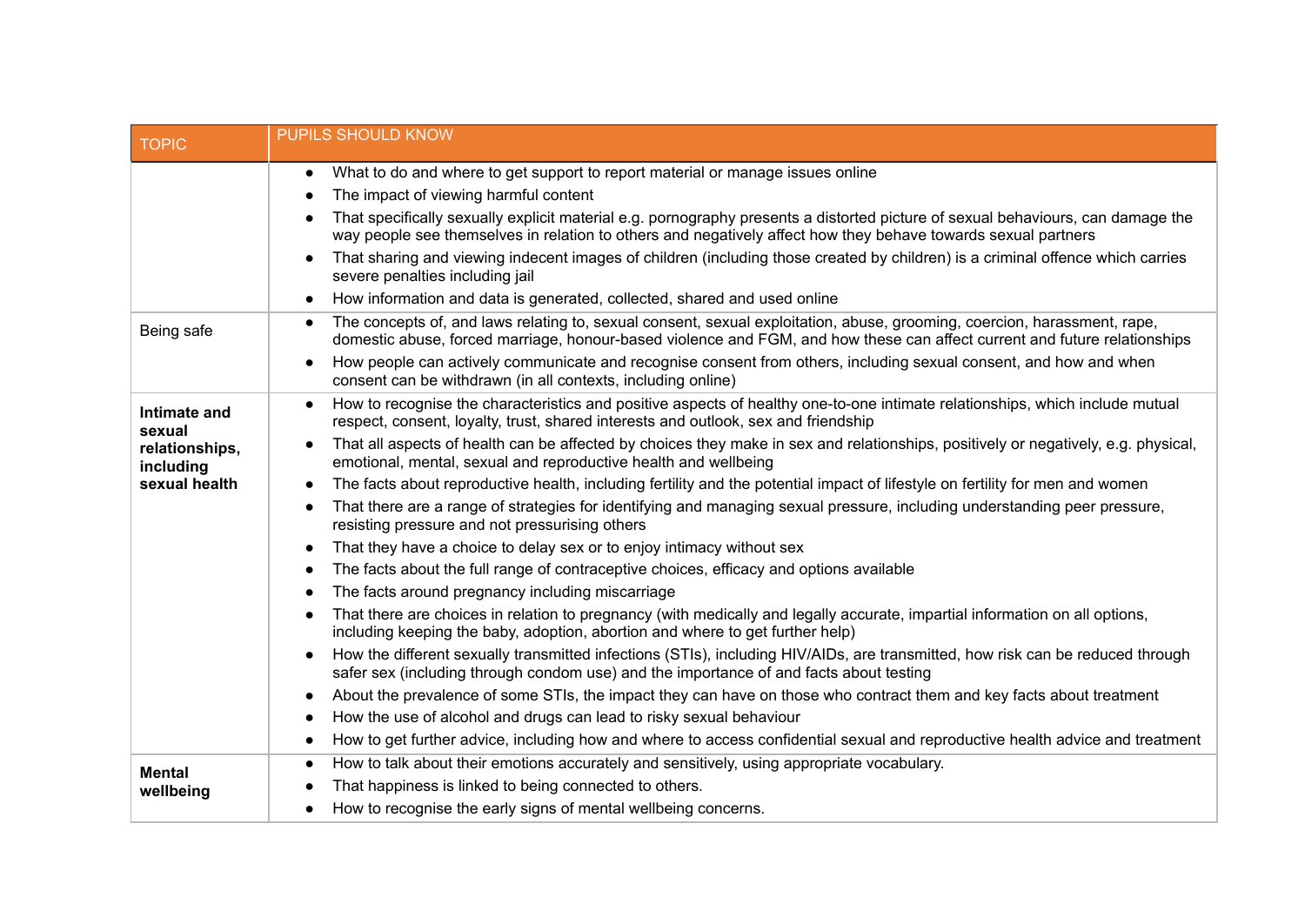| TOPIC | PUPILS SHOULD KNOW |
|---|---|
| | • What to do and where to get support to report material or manage issues online<br>• The impact of viewing harmful content<br>• That specifically sexually explicit material e.g. pornography presents a distorted picture of sexual behaviours, can damage the way people see themselves in relation to others and negatively affect how they behave towards sexual partners<br>• That sharing and viewing indecent images of children (including those created by children) is a criminal offence which carries severe penalties including jail<br>• How information and data is generated, collected, shared and used online |
| Being safe | • The concepts of, and laws relating to, sexual consent, sexual exploitation, abuse, grooming, coercion, harassment, rape, domestic abuse, forced marriage, honour-based violence and FGM, and how these can affect current and future relationships<br>• How people can actively communicate and recognise consent from others, including sexual consent, and how and when consent can be withdrawn (in all contexts, including online) |
| **Intimate and sexual relationships, including sexual health** | • How to recognise the characteristics and positive aspects of healthy one-to-one intimate relationships, which include mutual respect, consent, loyalty, trust, shared interests and outlook, sex and friendship<br>• That all aspects of health can be affected by choices they make in sex and relationships, positively or negatively, e.g. physical, emotional, mental, sexual and reproductive health and wellbeing<br>• The facts about reproductive health, including fertility and the potential impact of lifestyle on fertility for men and women<br>• That there are a range of strategies for identifying and managing sexual pressure, including understanding peer pressure, resisting pressure and not pressurising others<br>• That they have a choice to delay sex or to enjoy intimacy without sex<br>• The facts about the full range of contraceptive choices, efficacy and options available<br>• The facts around pregnancy including miscarriage<br>• That there are choices in relation to pregnancy (with medically and legally accurate, impartial information on all options, including keeping the baby, adoption, abortion and where to get further help)<br>• How the different sexually transmitted infections (STIs), including HIV/AIDs, are transmitted, how risk can be reduced through safer sex (including through condom use) and the importance of and facts about testing<br>• About the prevalence of some STIs, the impact they can have on those who contract them and key facts about treatment<br>• How the use of alcohol and drugs can lead to risky sexual behaviour<br>• How to get further advice, including how and where to access confidential sexual and reproductive health advice and treatment |
| **Mental wellbeing** | • How to talk about their emotions accurately and sensitively, using appropriate vocabulary.<br>• That happiness is linked to being connected to others.<br>• How to recognise the early signs of mental wellbeing concerns. |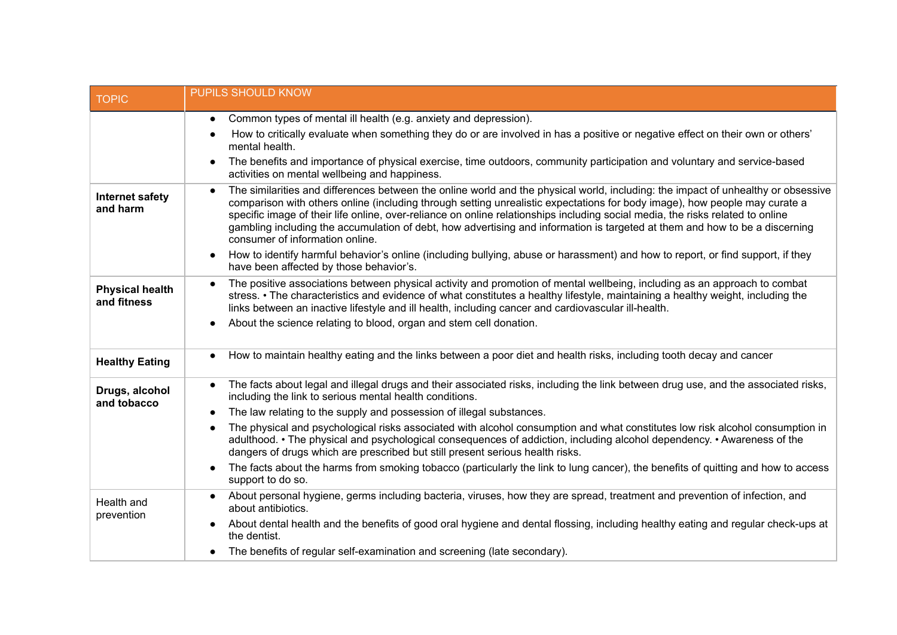| TOPIC | PUPILS SHOULD KNOW |
|---|---|
| | • Common types of mental ill health (e.g. anxiety and depression).<br>• How to critically evaluate when something they do or are involved in has a positive or negative effect on their own or others' mental health.<br>• The benefits and importance of physical exercise, time outdoors, community participation and voluntary and service-based activities on mental wellbeing and happiness. |
| **Internet safety and harm** | • The similarities and differences between the online world and the physical world, including: the impact of unhealthy or obsessive comparison with others online (including through setting unrealistic expectations for body image), how people may curate a specific image of their life online, over-reliance on online relationships including social media, the risks related to online gambling including the accumulation of debt, how advertising and information is targeted at them and how to be a discerning consumer of information online.<br>• How to identify harmful behavior's online (including bullying, abuse or harassment) and how to report, or find support, if they have been affected by those behavior's. |
| **Physical health and fitness** | • The positive associations between physical activity and promotion of mental wellbeing, including as an approach to combat stress. • The characteristics and evidence of what constitutes a healthy lifestyle, maintaining a healthy weight, including the links between an inactive lifestyle and ill health, including cancer and cardiovascular ill-health.<br>• About the science relating to blood, organ and stem cell donation. |
| **Healthy Eating** | • How to maintain healthy eating and the links between a poor diet and health risks, including tooth decay and cancer |
| **Drugs, alcohol and tobacco** | • The facts about legal and illegal drugs and their associated risks, including the link between drug use, and the associated risks, including the link to serious mental health conditions.<br>• The law relating to the supply and possession of illegal substances.<br>• The physical and psychological risks associated with alcohol consumption and what constitutes low risk alcohol consumption in adulthood. • The physical and psychological consequences of addiction, including alcohol dependency. • Awareness of the dangers of drugs which are prescribed but still present serious health risks.<br>• The facts about the harms from smoking tobacco (particularly the link to lung cancer), the benefits of quitting and how to access support to do so. |
| Health and prevention | • About personal hygiene, germs including bacteria, viruses, how they are spread, treatment and prevention of infection, and about antibiotics.<br>• About dental health and the benefits of good oral hygiene and dental flossing, including healthy eating and regular check-ups at the dentist.<br>• The benefits of regular self-examination and screening (late secondary). |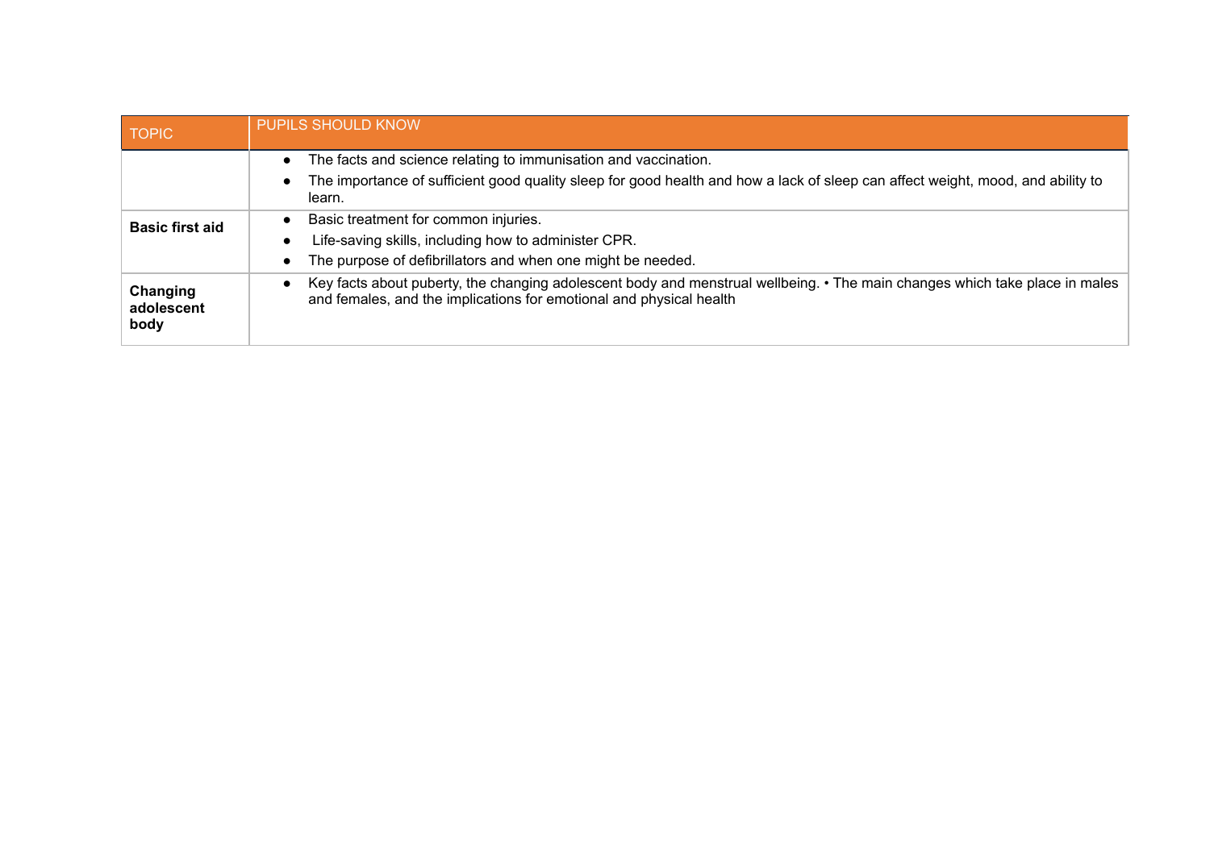| TOPIC | PUPILS SHOULD KNOW |
|---|---|
| | ● The facts and science relating to immunisation and vaccination.<br>● The importance of sufficient good quality sleep for good health and how a lack of sleep can affect weight, mood, and ability to learn. |
| **Basic first aid** | ● Basic treatment for common injuries.<br>● Life-saving skills, including how to administer CPR.<br>● The purpose of defibrillators and when one might be needed. |
| **Changing adolescent body** | ● Key facts about puberty, the changing adolescent body and menstrual wellbeing. • The main changes which take place in males and females, and the implications for emotional and physical health |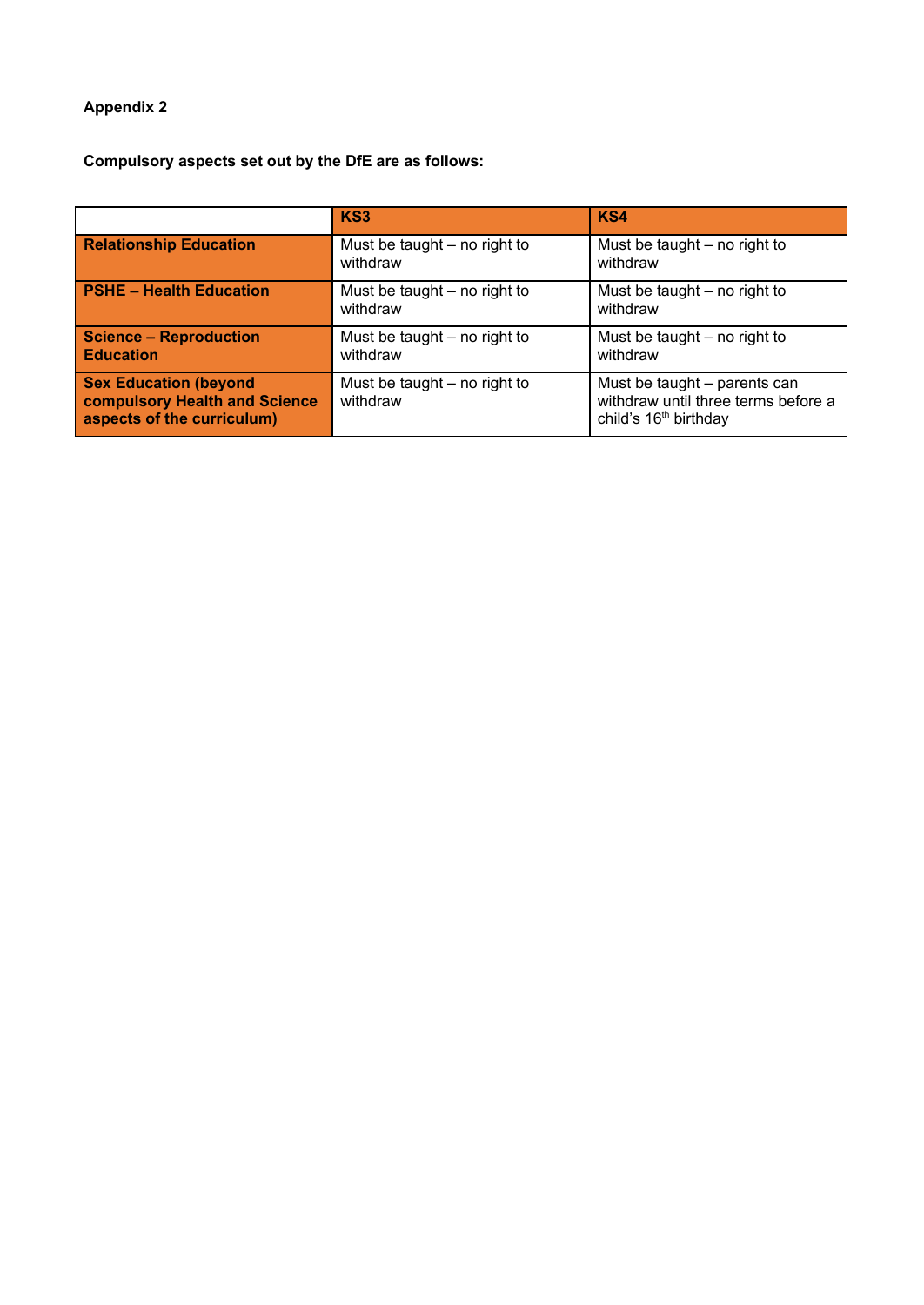**Appendix 2**

**Compulsory aspects set out by the DfE are as follows:**

| | KS3 | KS4 |
|---|---|---|
| **Relationship Education** | Must be taught – no right to withdraw | Must be taught – no right to withdraw |
| **PSHE – Health Education** | Must be taught – no right to withdraw | Must be taught – no right to withdraw |
| **Science – Reproduction Education** | Must be taught – no right to withdraw | Must be taught – no right to withdraw |
| **Sex Education (beyond compulsory Health and Science aspects of the curriculum)** | Must be taught – no right to withdraw | Must be taught – parents can withdraw until three terms before a child's 16th birthday |